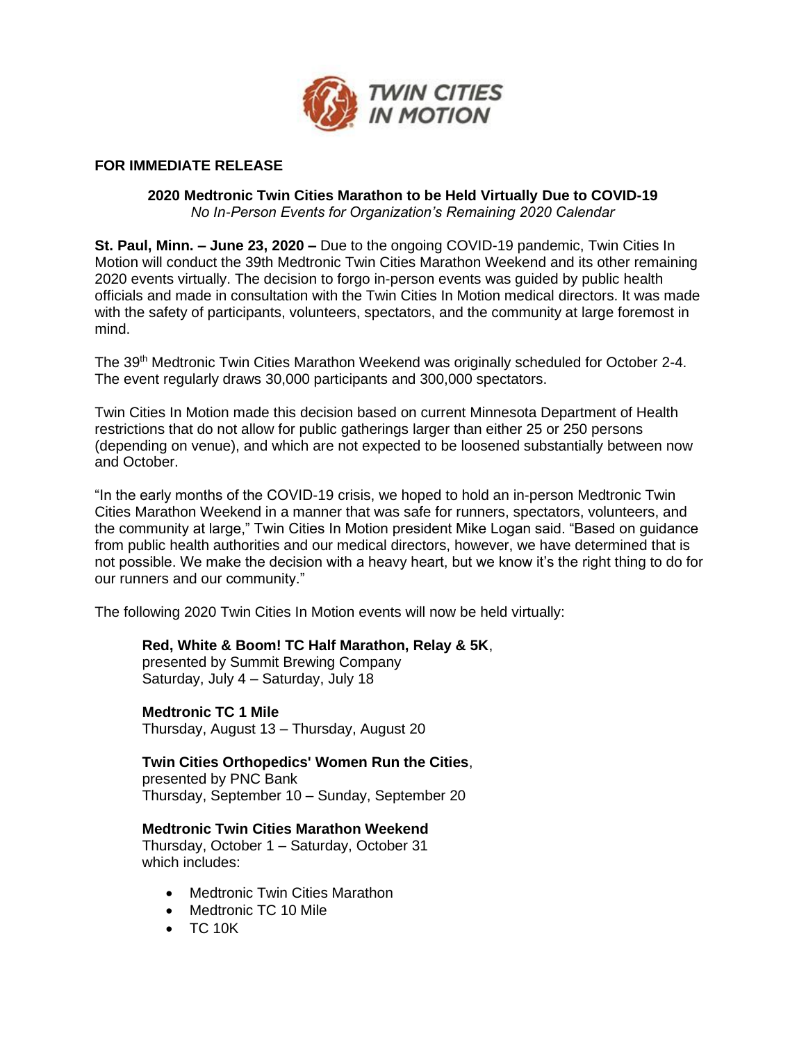**FOR IMMEDIATE RELEASE**

# 2020 Medtronic Twin Cities Marathon to be Held Virtually Due to COVID-19

*No In-Person Events for Organization's Remaining 2020 Calendar*

**St. Paul, Minn. – June 23, 2020 –** Due to the ongoing COVID-19 pandemic, Twin Cities In Motion will conduct the 39th Medtronic Twin Cities Marathon Weekend and its other remaining 2020 events virtually. The decision to forgo in-person events was guided by public health officials and made in consultation with the Twin Cities In Motion medical directors. It was made with the safety of participants, volunteers, spectators, and the community at large foremost in mind.

The 39th Medtronic Twin Cities Marathon Weekend was originally scheduled for October 2-4. The event regularly draws 30,000 participants and 300,000 spectators.

Twin Cities In Motion made this decision based on current Minnesota Department of Health restrictions that do not allow for public gatherings larger than either 25 or 250 persons (depending on venue), and which are not expected to be loosened substantially between now and October.

"In the early months of the COVID-19 crisis, we hoped to hold an in-person Medtronic Twin Cities Marathon Weekend in a manner that was safe for runners, spectators, volunteers, and the community at large," Twin Cities In Motion president Mike Logan said. "Based on guidance from public health authorities and our medical directors, however, we have determined that is not possible. We make the decision with a heavy heart, but we know it's the right thing to do for our runners and our community."

The following 2020 Twin Cities In Motion events will now be held virtually:

**Red, White & Boom! TC Half Marathon, Relay & 5K**,
presented by Summit Brewing Company
Saturday, July 4 – Saturday, July 18

**Medtronic TC 1 Mile**
Thursday, August 13 – Thursday, August 20

**Twin Cities Orthopedics' Women Run the Cities**,
presented by PNC Bank
Thursday, September 10 – Sunday, September 20

**Medtronic Twin Cities Marathon Weekend**
Thursday, October 1 – Saturday, October 31
which includes:

- Medtronic Twin Cities Marathon
- Medtronic TC 10 Mile
- TC 10K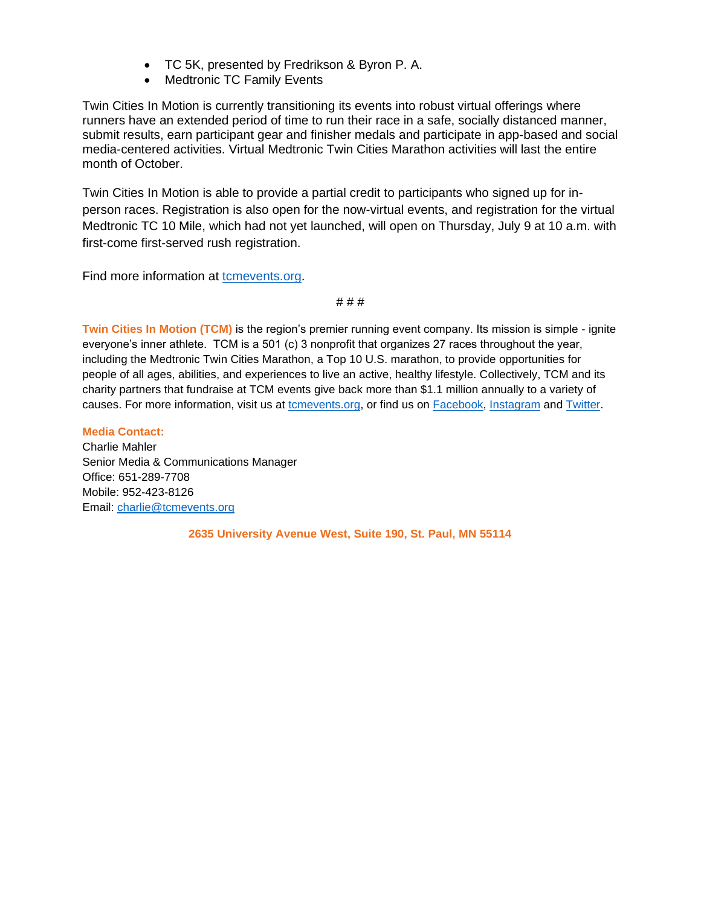- TC 5K, presented by Fredrikson & Byron P. A.
- Medtronic TC Family Events

Twin Cities In Motion is currently transitioning its events into robust virtual offerings where runners have an extended period of time to run their race in a safe, socially distanced manner, submit results, earn participant gear and finisher medals and participate in app-based and social media-centered activities. Virtual Medtronic Twin Cities Marathon activities will last the entire month of October.

Twin Cities In Motion is able to provide a partial credit to participants who signed up for in-person races. Registration is also open for the now-virtual events, and registration for the virtual Medtronic TC 10 Mile, which had not yet launched, will open on Thursday, July 9 at 10 a.m. with first-come first-served rush registration.

Find more information at tcmevents.org.

# # #

**Twin Cities In Motion (TCM)** is the region's premier running event company. Its mission is simple - ignite everyone's inner athlete. TCM is a 501 (c) 3 nonprofit that organizes 27 races throughout the year, including the Medtronic Twin Cities Marathon, a Top 10 U.S. marathon, to provide opportunities for people of all ages, abilities, and experiences to live an active, healthy lifestyle. Collectively, TCM and its charity partners that fundraise at TCM events give back more than $1.1 million annually to a variety of causes. For more information, visit us at tcmevents.org, or find us on Facebook, Instagram and Twitter.

**Media Contact:**
Charlie Mahler
Senior Media & Communications Manager
Office: 651-289-7708
Mobile: 952-423-8126
Email: charlie@tcmevents.org

**2635 University Avenue West, Suite 190, St. Paul, MN 55114**